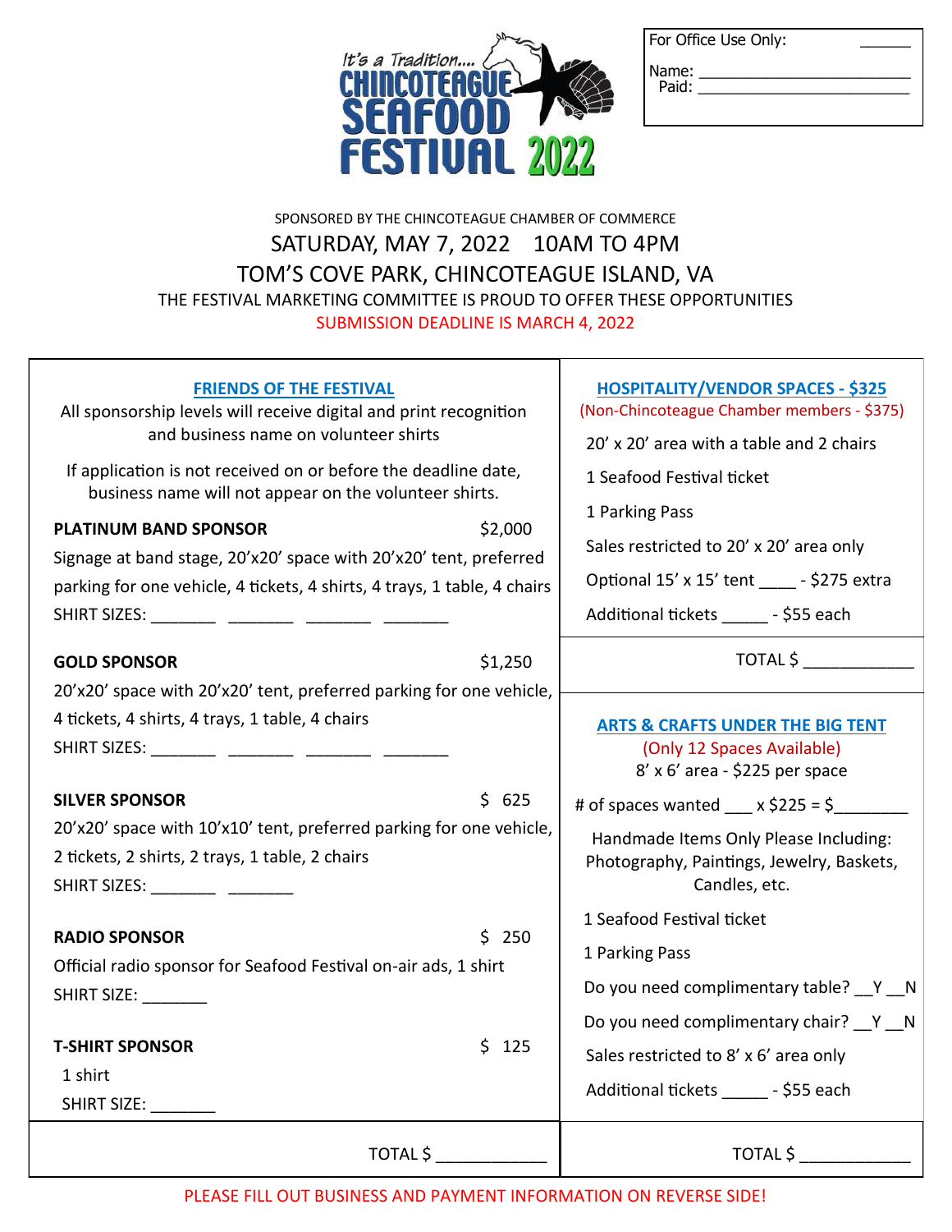It's a Tradition....

# CHINCOTEAGUE SEAFOOD FESTIVAL 2022

| For Office Use Only: ______ |
|---|
| Name: ______________________ |
| Paid: ______________________ |

SPONSORED BY THE CHINCOTEAGUE CHAMBER OF COMMERCE

## SATURDAY, MAY 7, 2022 10AM TO 4PM

## TOM'S COVE PARK, CHINCOTEAGUE ISLAND, VA

THE FESTIVAL MARKETING COMMITTEE IS PROUD TO OFFER THESE OPPORTUNITIES

SUBMISSION DEADLINE IS MARCH 4, 2022

### FRIENDS OF THE FESTIVAL

All sponsorship levels will receive digital and print recognition and business name on volunteer shirts

If application is not received on or before the deadline date, business name will not appear on the volunteer shirts.

**PLATINUM BAND SPONSOR** $2,000

Signage at band stage, 20'x20' space with 20'x20' tent, preferred parking for one vehicle, 4 tickets, 4 shirts, 4 trays, 1 table, 4 chairs

SHIRT SIZES: _______ _______ _______ _______

**GOLD SPONSOR** $1,250

20'x20' space with 20'x20' tent, preferred parking for one vehicle, 4 tickets, 4 shirts, 4 trays, 1 table, 4 chairs

SHIRT SIZES: _______ _______ _______ _______

**SILVER SPONSOR** $ 625

20'x20' space with 10'x10' tent, preferred parking for one vehicle, 2 tickets, 2 shirts, 2 trays, 1 table, 2 chairs

SHIRT SIZES: _______ _______

**RADIO SPONSOR** $ 250

Official radio sponsor for Seafood Festival on-air ads, 1 shirt

SHIRT SIZE: _______

**T-SHIRT SPONSOR** $ 125

1 shirt

SHIRT SIZE: _______

TOTAL $ ___________

### HOSPITALITY/VENDOR SPACES - $325

(Non-Chincoteague Chamber members - $375)

20' x 20' area with a table and 2 chairs

1 Seafood Festival ticket

1 Parking Pass

Sales restricted to 20' x 20' area only

Optional 15' x 15' tent ____ - $275 extra

Additional tickets _____ - $55 each

TOTAL $ ___________

### ARTS & CRAFTS UNDER THE BIG TENT

(Only 12 Spaces Available)

8' x 6' area - $225 per space

\# of spaces wanted ___ x $225 = $________

Handmade Items Only Please Including: Photography, Paintings, Jewelry, Baskets, Candles, etc.

1 Seafood Festival ticket

1 Parking Pass

Do you need complimentary table? __Y __N

Do you need complimentary chair? __Y __N

Sales restricted to 8' x 6' area only

Additional tickets _____ - $55 each

TOTAL $ ___________

PLEASE FILL OUT BUSINESS AND PAYMENT INFORMATION ON REVERSE SIDE!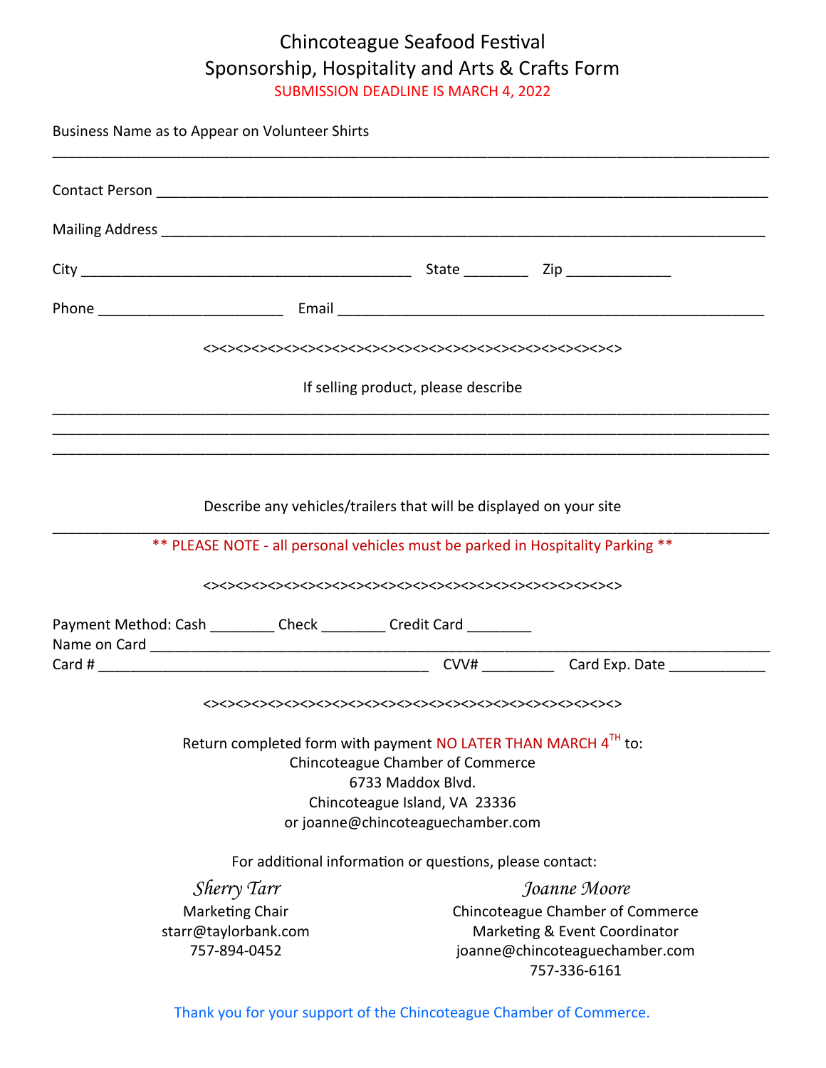# Chincoteague Seafood Festival
## Sponsorship, Hospitality and Arts & Crafts Form

SUBMISSION DEADLINE IS MARCH 4, 2022

Business Name as to Appear on Volunteer Shirts

_______________________________________________________________________________

Contact Person _________________________________________________________________

Mailing Address ________________________________________________________________

City ________________________________________ State ________ Zip _____________

Phone ______________________ Email ________________________________________________

<><><><><><><><><><><><><><><><><><><><><><><><><><><><><><><><><><><><><>

If selling product, please describe

_______________________________________________________________________________
_______________________________________________________________________________
_______________________________________________________________________________

Describe any vehicles/trailers that will be displayed on your site

_______________________________________________________________________________

** PLEASE NOTE - all personal vehicles must be parked in Hospitality Parking **

<><><><><><><><><><><><><><><><><><><><><><><><><><><><><><><><><><><><><>

Payment Method: Cash ________ Check ________ Credit Card ________
Name on Card __________________________________________________________________
Card # ________________________________________ CVV# _________ Card Exp. Date ____________

<><><><><><><><><><><><><><><><><><><><><><><><><><><><><><><><><><><><><>

Return completed form with payment NO LATER THAN MARCH 4TH to:
Chincoteague Chamber of Commerce
6733 Maddox Blvd.
Chincoteague Island, VA 23336
or joanne@chincoteaguechamber.com

For additional information or questions, please contact:

*Sherry Tarr*
Marketing Chair
starr@taylorbank.com
757-894-0452

*Joanne Moore*
Chincoteague Chamber of Commerce
Marketing & Event Coordinator
joanne@chincoteaguechamber.com
757-336-6161

Thank you for your support of the Chincoteague Chamber of Commerce.